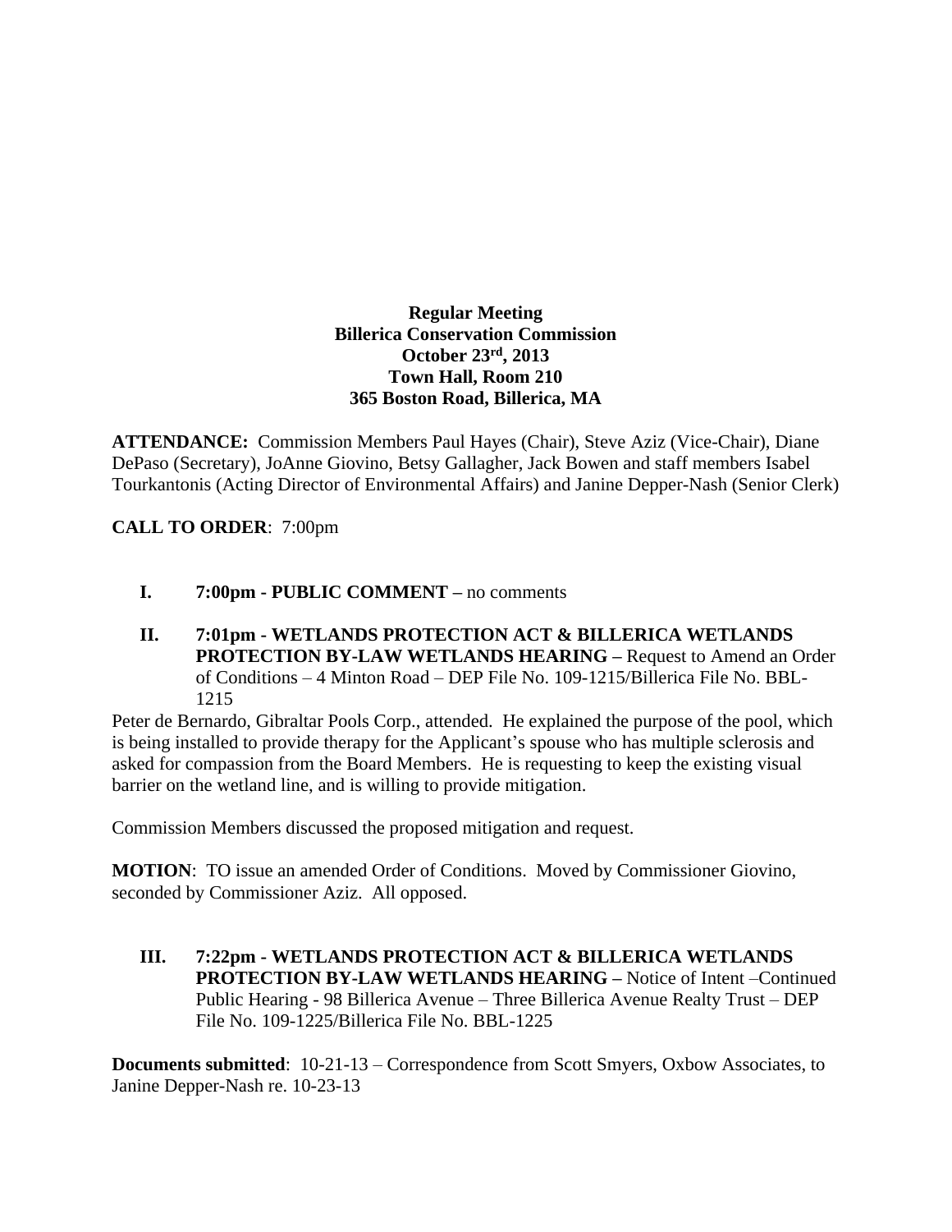**Regular Meeting**
**Billerica Conservation Commission**
**October 23rd, 2013**
**Town Hall, Room 210**
**365 Boston Road, Billerica, MA**

**ATTENDANCE:** Commission Members Paul Hayes (Chair), Steve Aziz (Vice-Chair), Diane DePaso (Secretary), JoAnne Giovino, Betsy Gallagher, Jack Bowen and staff members Isabel Tourkantonis (Acting Director of Environmental Affairs) and Janine Depper-Nash (Senior Clerk)

**CALL TO ORDER**: 7:00pm

**I. 7:00pm - PUBLIC COMMENT –** no comments

**II. 7:01pm - WETLANDS PROTECTION ACT & BILLERICA WETLANDS PROTECTION BY-LAW WETLANDS HEARING –** Request to Amend an Order of Conditions – 4 Minton Road – DEP File No. 109-1215/Billerica File No. BBL-1215

Peter de Bernardo, Gibraltar Pools Corp., attended. He explained the purpose of the pool, which is being installed to provide therapy for the Applicant's spouse who has multiple sclerosis and asked for compassion from the Board Members. He is requesting to keep the existing visual barrier on the wetland line, and is willing to provide mitigation.

Commission Members discussed the proposed mitigation and request.

**MOTION**: TO issue an amended Order of Conditions. Moved by Commissioner Giovino, seconded by Commissioner Aziz. All opposed.

**III. 7:22pm - WETLANDS PROTECTION ACT & BILLERICA WETLANDS PROTECTION BY-LAW WETLANDS HEARING –** Notice of Intent –Continued Public Hearing - 98 Billerica Avenue – Three Billerica Avenue Realty Trust – DEP File No. 109-1225/Billerica File No. BBL-1225

**Documents submitted**: 10-21-13 – Correspondence from Scott Smyers, Oxbow Associates, to Janine Depper-Nash re. 10-23-13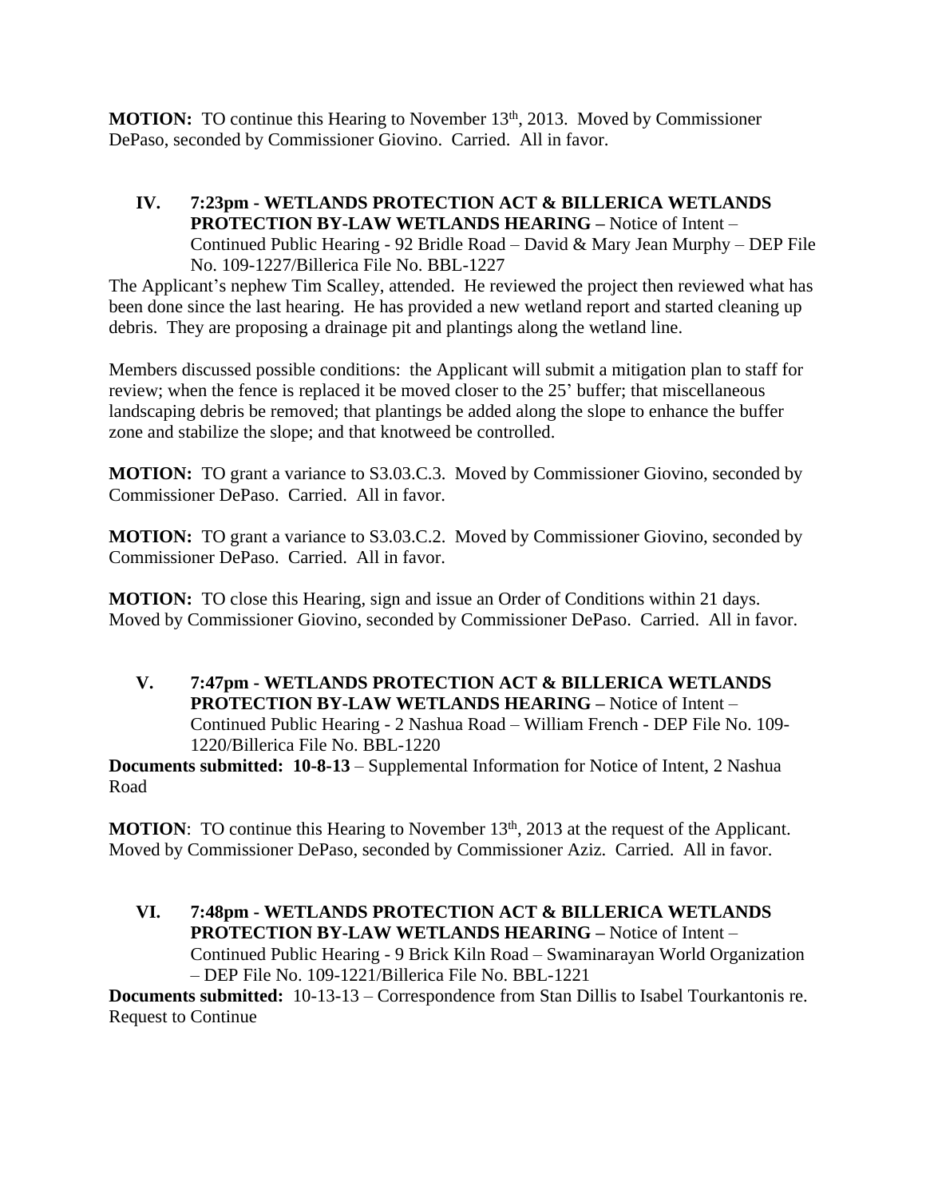**MOTION:** TO continue this Hearing to November 13th, 2013. Moved by Commissioner DePaso, seconded by Commissioner Giovino. Carried. All in favor.

**IV. 7:23pm - WETLANDS PROTECTION ACT & BILLERICA WETLANDS PROTECTION BY-LAW WETLANDS HEARING –** Notice of Intent – Continued Public Hearing - 92 Bridle Road – David & Mary Jean Murphy – DEP File No. 109-1227/Billerica File No. BBL-1227

The Applicant's nephew Tim Scalley, attended. He reviewed the project then reviewed what has been done since the last hearing. He has provided a new wetland report and started cleaning up debris. They are proposing a drainage pit and plantings along the wetland line.

Members discussed possible conditions: the Applicant will submit a mitigation plan to staff for review; when the fence is replaced it be moved closer to the 25' buffer; that miscellaneous landscaping debris be removed; that plantings be added along the slope to enhance the buffer zone and stabilize the slope; and that knotweed be controlled.

**MOTION:** TO grant a variance to S3.03.C.3. Moved by Commissioner Giovino, seconded by Commissioner DePaso. Carried. All in favor.

**MOTION:** TO grant a variance to S3.03.C.2. Moved by Commissioner Giovino, seconded by Commissioner DePaso. Carried. All in favor.

**MOTION:** TO close this Hearing, sign and issue an Order of Conditions within 21 days. Moved by Commissioner Giovino, seconded by Commissioner DePaso. Carried. All in favor.

**V. 7:47pm - WETLANDS PROTECTION ACT & BILLERICA WETLANDS PROTECTION BY-LAW WETLANDS HEARING –** Notice of Intent – Continued Public Hearing - 2 Nashua Road – William French - DEP File No. 109-1220/Billerica File No. BBL-1220

**Documents submitted: 10-8-13** – Supplemental Information for Notice of Intent, 2 Nashua Road

**MOTION**: TO continue this Hearing to November 13th, 2013 at the request of the Applicant. Moved by Commissioner DePaso, seconded by Commissioner Aziz. Carried. All in favor.

**VI. 7:48pm - WETLANDS PROTECTION ACT & BILLERICA WETLANDS PROTECTION BY-LAW WETLANDS HEARING –** Notice of Intent – Continued Public Hearing - 9 Brick Kiln Road – Swaminarayan World Organization – DEP File No. 109-1221/Billerica File No. BBL-1221

**Documents submitted:** 10-13-13 – Correspondence from Stan Dillis to Isabel Tourkantonis re. Request to Continue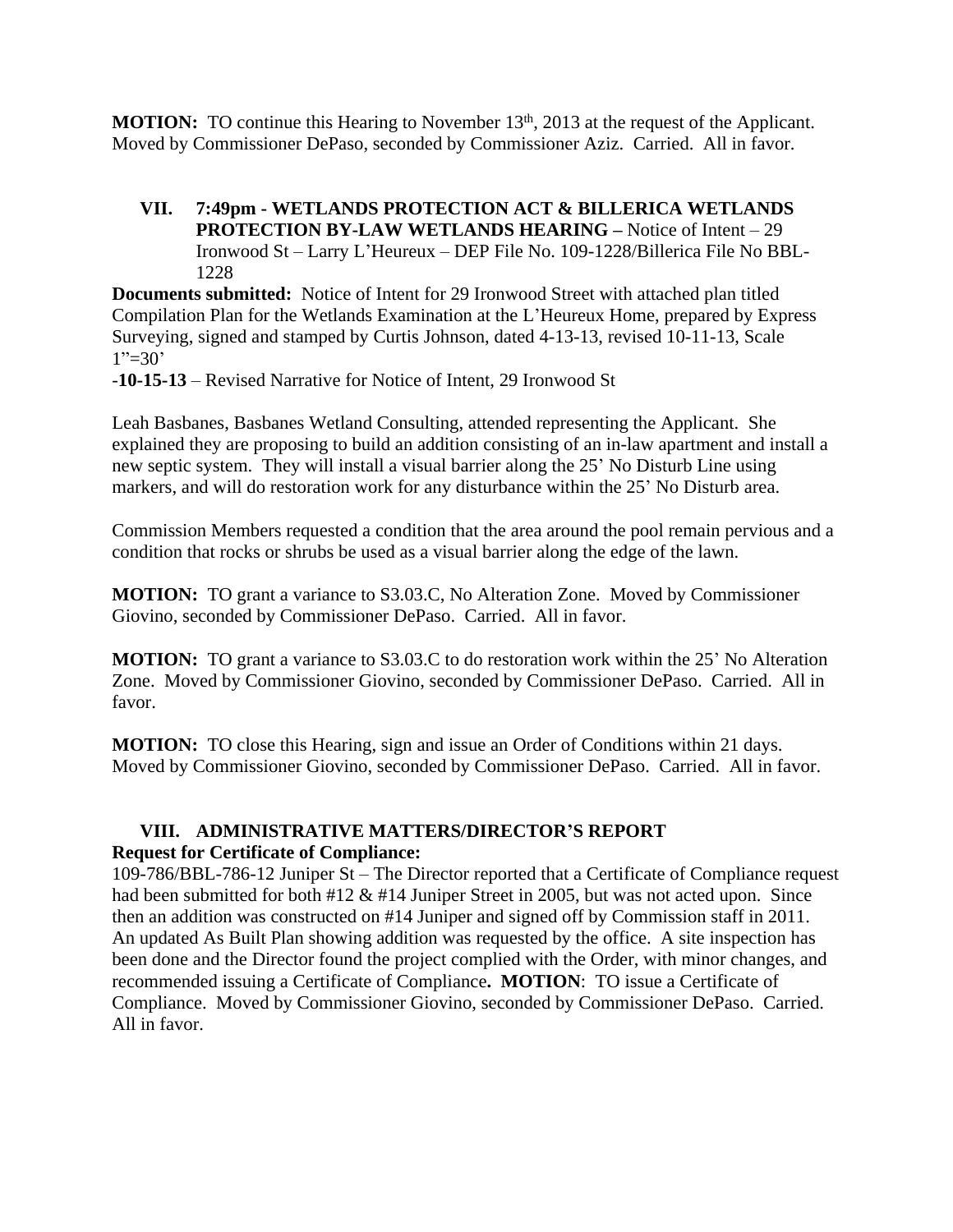**MOTION:** TO continue this Hearing to November 13th, 2013 at the request of the Applicant. Moved by Commissioner DePaso, seconded by Commissioner Aziz. Carried. All in favor.

## VII. 7:49pm - WETLANDS PROTECTION ACT & BILLERICA WETLANDS PROTECTION BY-LAW WETLANDS HEARING – Notice of Intent – 29 Ironwood St – Larry L'Heureux – DEP File No. 109-1228/Billerica File No BBL-1228

**Documents submitted:** Notice of Intent for 29 Ironwood Street with attached plan titled Compilation Plan for the Wetlands Examination at the L'Heureux Home, prepared by Express Surveying, signed and stamped by Curtis Johnson, dated 4-13-13, revised 10-11-13, Scale 1"=30'

-**10-15-13** – Revised Narrative for Notice of Intent, 29 Ironwood St

Leah Basbanes, Basbanes Wetland Consulting, attended representing the Applicant. She explained they are proposing to build an addition consisting of an in-law apartment and install a new septic system. They will install a visual barrier along the 25' No Disturb Line using markers, and will do restoration work for any disturbance within the 25' No Disturb area.

Commission Members requested a condition that the area around the pool remain pervious and a condition that rocks or shrubs be used as a visual barrier along the edge of the lawn.

**MOTION:** TO grant a variance to S3.03.C, No Alteration Zone. Moved by Commissioner Giovino, seconded by Commissioner DePaso. Carried. All in favor.

**MOTION:** TO grant a variance to S3.03.C to do restoration work within the 25' No Alteration Zone. Moved by Commissioner Giovino, seconded by Commissioner DePaso. Carried. All in favor.

**MOTION:** TO close this Hearing, sign and issue an Order of Conditions within 21 days. Moved by Commissioner Giovino, seconded by Commissioner DePaso. Carried. All in favor.

## VIII. ADMINISTRATIVE MATTERS/DIRECTOR'S REPORT

**Request for Certificate of Compliance:**

109-786/BBL-786-12 Juniper St – The Director reported that a Certificate of Compliance request had been submitted for both #12 & #14 Juniper Street in 2005, but was not acted upon. Since then an addition was constructed on #14 Juniper and signed off by Commission staff in 2011. An updated As Built Plan showing addition was requested by the office. A site inspection has been done and the Director found the project complied with the Order, with minor changes, and recommended issuing a Certificate of Compliance**. MOTION**: TO issue a Certificate of Compliance. Moved by Commissioner Giovino, seconded by Commissioner DePaso. Carried. All in favor.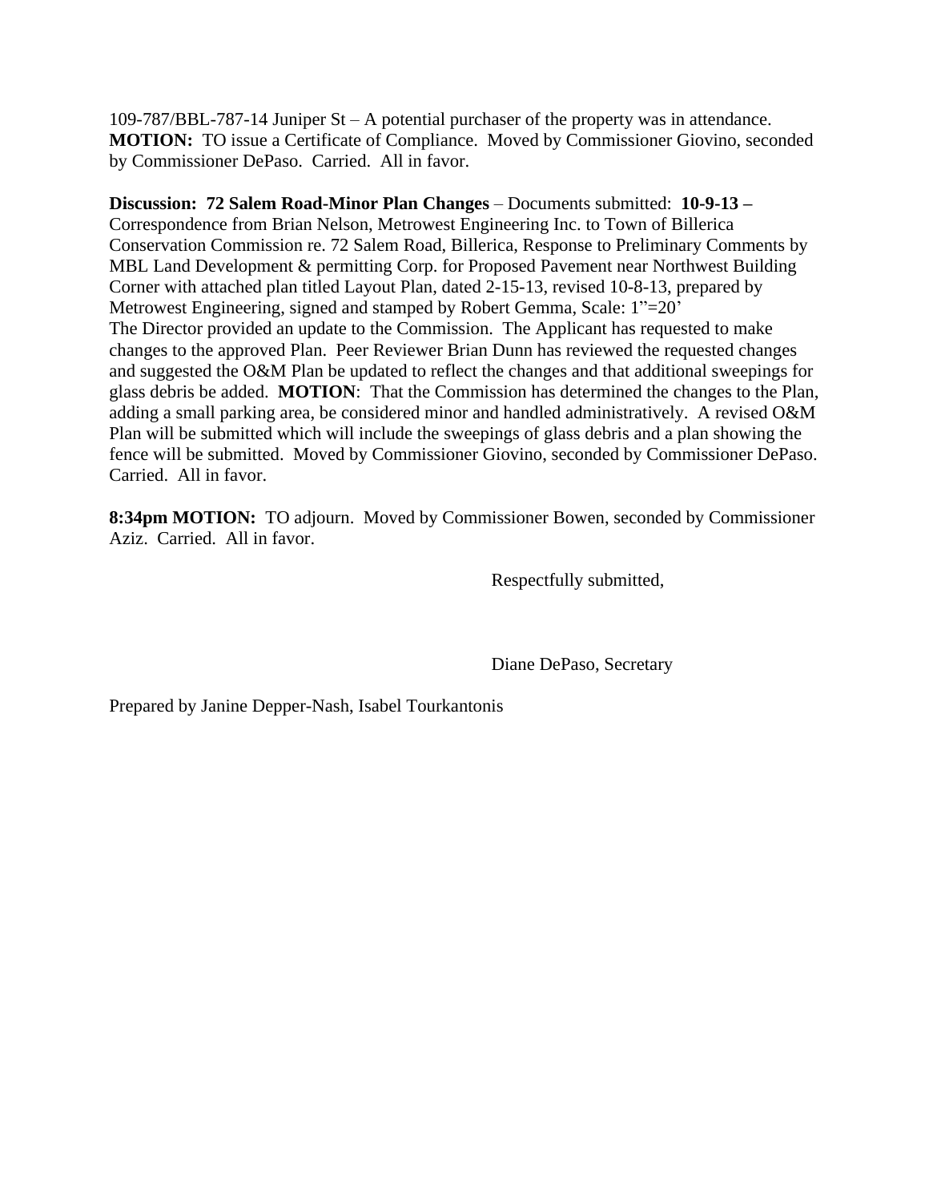109-787/BBL-787-14 Juniper St – A potential purchaser of the property was in attendance. **MOTION:** TO issue a Certificate of Compliance. Moved by Commissioner Giovino, seconded by Commissioner DePaso. Carried. All in favor.

**Discussion: 72 Salem Road-Minor Plan Changes** – Documents submitted: **10-9-13 –** Correspondence from Brian Nelson, Metrowest Engineering Inc. to Town of Billerica Conservation Commission re. 72 Salem Road, Billerica, Response to Preliminary Comments by MBL Land Development & permitting Corp. for Proposed Pavement near Northwest Building Corner with attached plan titled Layout Plan, dated 2-15-13, revised 10-8-13, prepared by Metrowest Engineering, signed and stamped by Robert Gemma, Scale: 1"=20'
The Director provided an update to the Commission. The Applicant has requested to make changes to the approved Plan. Peer Reviewer Brian Dunn has reviewed the requested changes and suggested the O&M Plan be updated to reflect the changes and that additional sweepings for glass debris be added. **MOTION**: That the Commission has determined the changes to the Plan, adding a small parking area, be considered minor and handled administratively. A revised O&M Plan will be submitted which will include the sweepings of glass debris and a plan showing the fence will be submitted. Moved by Commissioner Giovino, seconded by Commissioner DePaso. Carried. All in favor.

**8:34pm MOTION:** TO adjourn. Moved by Commissioner Bowen, seconded by Commissioner Aziz. Carried. All in favor.

Respectfully submitted,

Diane DePaso, Secretary

Prepared by Janine Depper-Nash, Isabel Tourkantonis